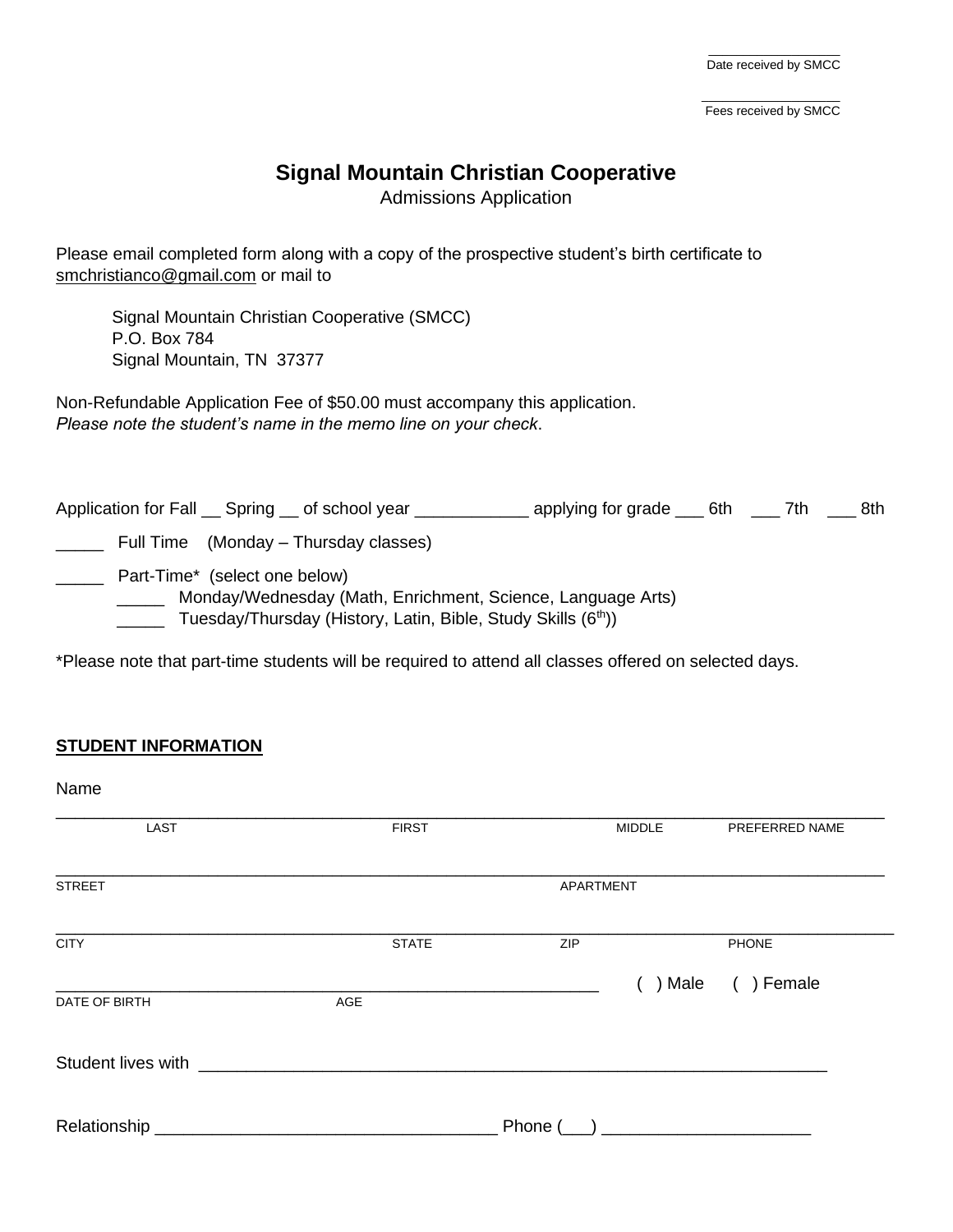\_\_\_\_\_\_\_\_\_\_\_\_\_\_\_\_
Date received by SMCC

\_\_\_\_\_\_\_\_\_\_\_\_\_\_\_\_
Fees received by SMCC

# Signal Mountain Christian Cooperative

Admissions Application

Please email completed form along with a copy of the prospective student's birth certificate to smchristianco@gmail.com or mail to

> Signal Mountain Christian Cooperative (SMCC)
> P.O. Box 784
> Signal Mountain, TN 37377

Non-Refundable Application Fee of $50.00 must accompany this application.
*Please note the student's name in the memo line on your check.*

Application for Fall __ Spring __ of school year ____________ applying for grade ___ 6th ___ 7th ___ 8th

_____ Full Time (Monday – Thursday classes)

_____ Part-Time* (select one below)
- _____ Monday/Wednesday (Math, Enrichment, Science, Language Arts)
- _____ Tuesday/Thursday (History, Latin, Bible, Study Skills (6th))

*Please note that part-time students will be required to attend all classes offered on selected days.

## STUDENT INFORMATION

Name

______________________________________________________________________________
LAST FIRST MIDDLE PREFERRED NAME

______________________________________________________________________________
STREET APARTMENT

______________________________________________________________________________
CITY STATE ZIP PHONE

__________________________________________________ ( ) Male ( ) Female
DATE OF BIRTH AGE

Student lives with ____________________________________________________________

Relationship ________________________________ Phone (___) ____________________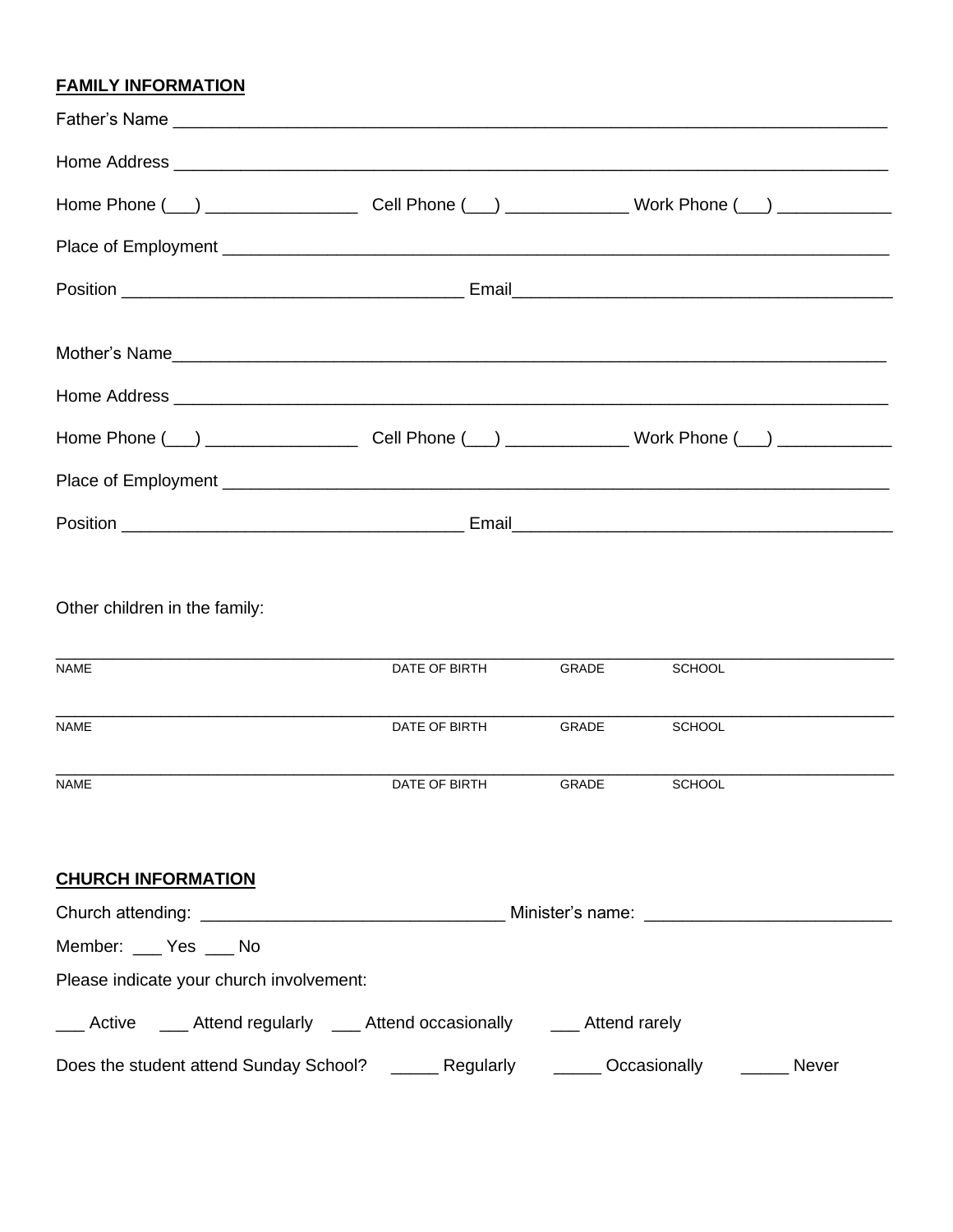## FAMILY INFORMATION

Father's Name ____________________________________________________________________________

Home Address ____________________________________________________________________________

Home Phone (___) ________________ Cell Phone (___) _____________ Work Phone (___) ____________

Place of Employment ______________________________________________________________________

Position ___________________________________ Email_______________________________________

Mother's Name____________________________________________________________________________

Home Address ____________________________________________________________________________

Home Phone (___) ________________ Cell Phone (___) _____________ Work Phone (___) ____________

Place of Employment ______________________________________________________________________

Position ___________________________________ Email_______________________________________

Other children in the family:

| NAME | DATE OF BIRTH | GRADE | SCHOOL |
|---|---|---|---|
| | | | |
| | | | |
| | | | |

## CHURCH INFORMATION

Church attending: ________________________________ Minister's name: __________________________

Member: ___ Yes ___ No

Please indicate your church involvement:

___ Active ___ Attend regularly ___ Attend occasionally ___ Attend rarely

Does the student attend Sunday School? _____ Regularly _____ Occasionally _____ Never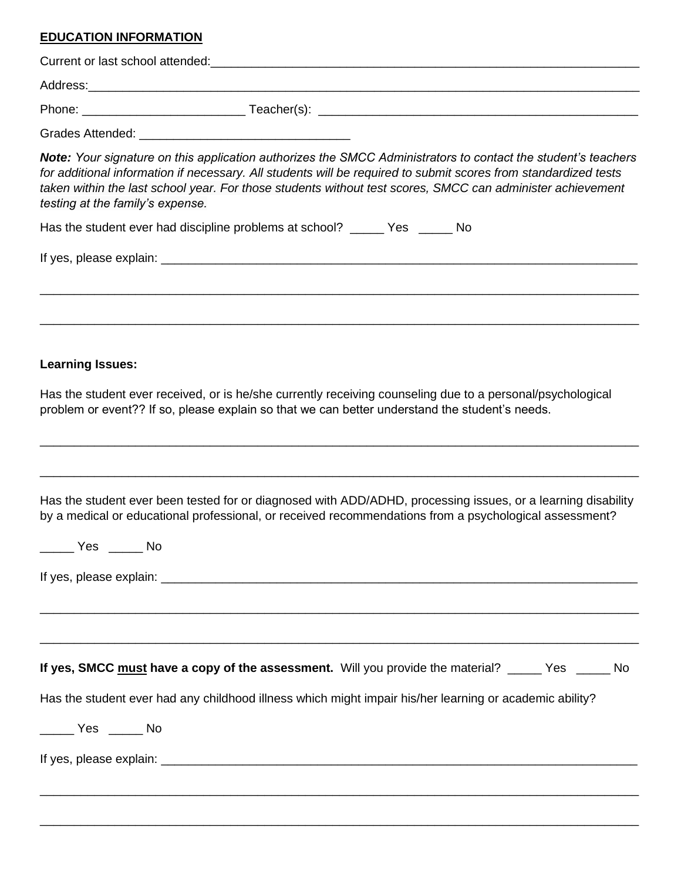**EDUCATION INFORMATION**

Current or last school attended:_______________________________________________________________

Address:_______________________________________________________________________________

Phone: _______________________ Teacher(s): _____________________________________________

Grades Attended: ______________________________

***Note:*** *Your signature on this application authorizes the SMCC Administrators to contact the student's teachers for additional information if necessary. All students will be required to submit scores from standardized tests taken within the last school year. For those students without test scores, SMCC can administer achievement testing at the family's expense.*

Has the student ever had discipline problems at school? _____ Yes _____ No

If yes, please explain: ________________________________________________________________________

_______________________________________________________________________________________

_______________________________________________________________________________________

**Learning Issues:**

Has the student ever received, or is he/she currently receiving counseling due to a personal/psychological problem or event?? If so, please explain so that we can better understand the student's needs.

_______________________________________________________________________________________

_______________________________________________________________________________________

Has the student ever been tested for or diagnosed with ADD/ADHD, processing issues, or a learning disability by a medical or educational professional, or received recommendations from a psychological assessment?

_____ Yes _____ No

If yes, please explain: ________________________________________________________________________

_______________________________________________________________________________________

_______________________________________________________________________________________

**If yes, SMCC <u>must</u> have a copy of the assessment.** Will you provide the material? _____ Yes _____ No

Has the student ever had any childhood illness which might impair his/her learning or academic ability?

_____ Yes _____ No

If yes, please explain: ________________________________________________________________________

_______________________________________________________________________________________

_______________________________________________________________________________________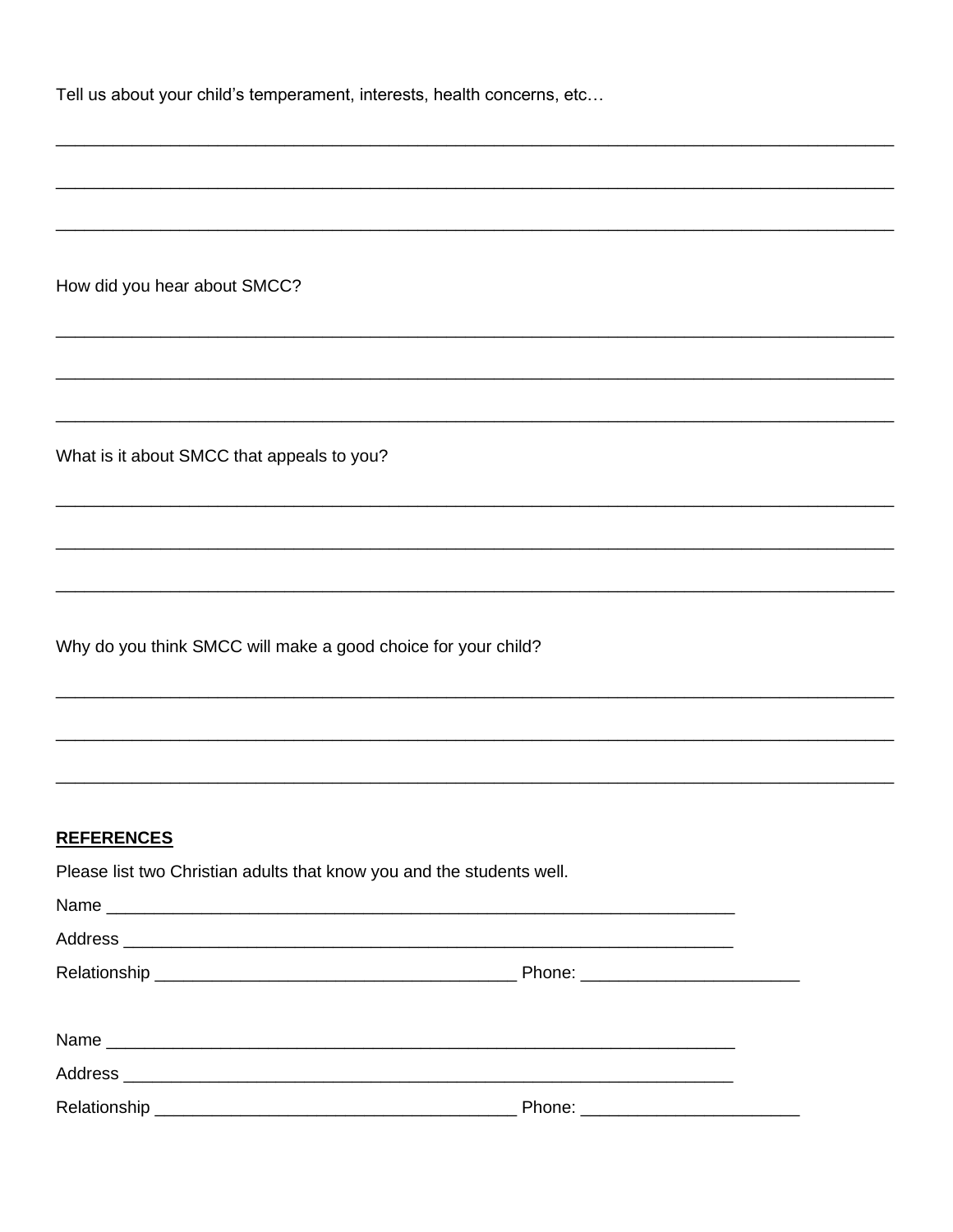Tell us about your child's temperament, interests, health concerns, etc…

_______________________________________________________________________________________

_______________________________________________________________________________________

_______________________________________________________________________________________

How did you hear about SMCC?

_______________________________________________________________________________________

_______________________________________________________________________________________

_______________________________________________________________________________________

What is it about SMCC that appeals to you?

_______________________________________________________________________________________

_______________________________________________________________________________________

_______________________________________________________________________________________

Why do you think SMCC will make a good choice for your child?

_______________________________________________________________________________________

_______________________________________________________________________________________

_______________________________________________________________________________________

**REFERENCES**

Please list two Christian adults that know you and the students well.

Name ____________________________________________________________________

Address __________________________________________________________________

Relationship ______________________________________ Phone: ______________________

Name ____________________________________________________________________

Address __________________________________________________________________

Relationship ______________________________________ Phone: ______________________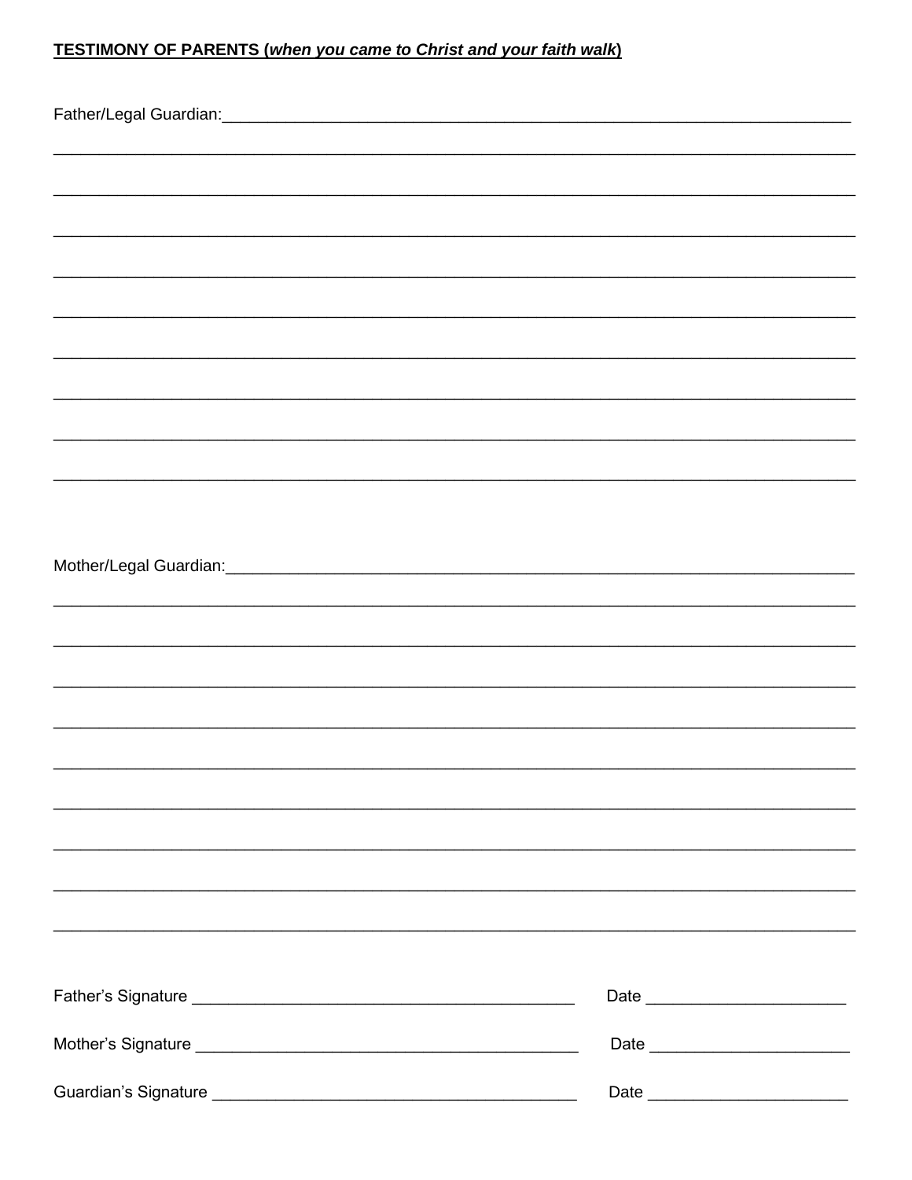**TESTIMONY OF PARENTS (*when you came to Christ and your faith walk*)**

Father/Legal Guardian:______________________________________________________________________

___________________________________________________________________________________

___________________________________________________________________________________

___________________________________________________________________________________

___________________________________________________________________________________

___________________________________________________________________________________

___________________________________________________________________________________

___________________________________________________________________________________

___________________________________________________________________________________

___________________________________________________________________________________

Mother/Legal Guardian:_____________________________________________________________________

___________________________________________________________________________________

___________________________________________________________________________________

___________________________________________________________________________________

___________________________________________________________________________________

___________________________________________________________________________________

___________________________________________________________________________________

___________________________________________________________________________________

___________________________________________________________________________________

___________________________________________________________________________________

Father's Signature __________________________________________ Date _____________________

Mother's Signature __________________________________________ Date _____________________

Guardian's Signature ________________________________________ Date _____________________